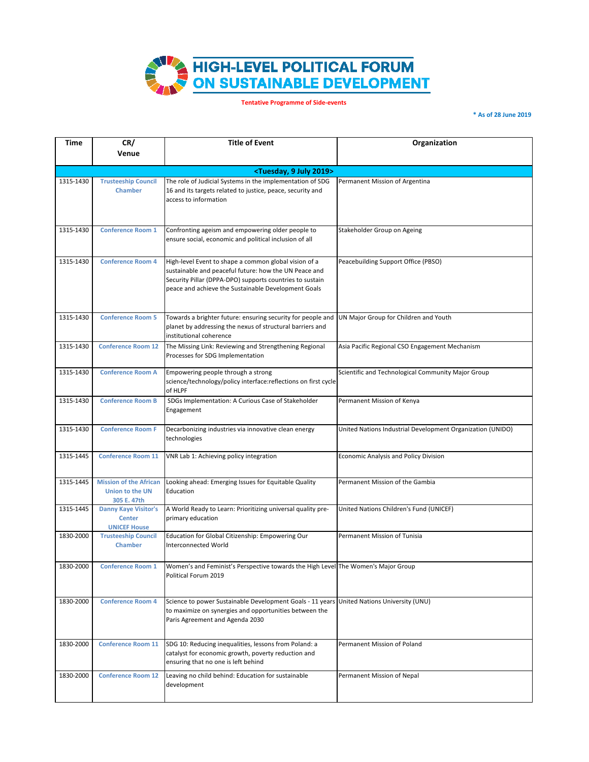# HIGH-LEVEL POLITICAL FORUM ON SUSTAINABLE DEVELOPMENT

**Tentative Programme of Side-events**

**\* As of 28 June 2019**

| Time | CR/ Venue | Title of Event | Organization |
|---|---|---|---|
| **<Tuesday, 9 July 2019>** | | | |
| 1315-1430 | Trusteeship Council Chamber | The role of Judicial Systems in the implementation of SDG 16 and its targets related to justice, peace, security and access to information | Permanent Mission of Argentina |
| 1315-1430 | Conference Room 1 | Confronting ageism and empowering older people to ensure social, economic and political inclusion of all | Stakeholder Group on Ageing |
| 1315-1430 | Conference Room 4 | High-level Event to shape a common global vision of a sustainable and peaceful future: how the UN Peace and Security Pillar (DPPA-DPO) supports countries to sustain peace and achieve the Sustainable Development Goals | Peacebuilding Support Office (PBSO) |
| 1315-1430 | Conference Room 5 | Towards a brighter future: ensuring security for people and planet by addressing the nexus of structural barriers and institutional coherence | UN Major Group for Children and Youth |
| 1315-1430 | Conference Room 12 | The Missing Link: Reviewing and Strengthening Regional Processes for SDG Implementation | Asia Pacific Regional CSO Engagement Mechanism |
| 1315-1430 | Conference Room A | Empowering people through a strong science/technology/policy interface:reflections on first cycle of HLPF | Scientific and Technological Community Major Group |
| 1315-1430 | Conference Room B | SDGs Implementation: A Curious Case of Stakeholder Engagement | Permanent Mission of Kenya |
| 1315-1430 | Conference Room F | Decarbonizing industries via innovative clean energy technologies | United Nations Industrial Development Organization (UNIDO) |
| 1315-1445 | Conference Room 11 | VNR Lab 1: Achieving policy integration | Economic Analysis and Policy Division |
| 1315-1445 | Mission of the African Union to the UN 305 E. 47th | Looking ahead: Emerging Issues for Equitable Quality Education | Permanent Mission of the Gambia |
| 1315-1445 | Danny Kaye Visitor's Center UNICEF House | A World Ready to Learn: Prioritizing universal quality pre-primary education | United Nations Children's Fund (UNICEF) |
| 1830-2000 | Trusteeship Council Chamber | Education for Global Citizenship: Empowering Our Interconnected World | Permanent Mission of Tunisia |
| 1830-2000 | Conference Room 1 | Women's and Feminist's Perspective towards the High Level Political Forum 2019 | The Women's Major Group |
| 1830-2000 | Conference Room 4 | Science to power Sustainable Development Goals - 11 years to maximize on synergies and opportunities between the Paris Agreement and Agenda 2030 | United Nations University (UNU) |
| 1830-2000 | Conference Room 11 | SDG 10: Reducing inequalities, lessons from Poland: a catalyst for economic growth, poverty reduction and ensuring that no one is left behind | Permanent Mission of Poland |
| 1830-2000 | Conference Room 12 | Leaving no child behind: Education for sustainable development | Permanent Mission of Nepal |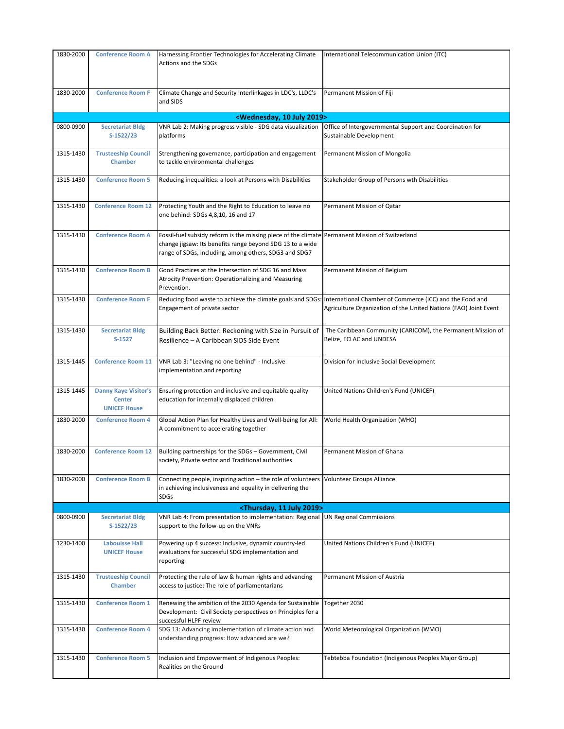| | | | |
|---|---|---|---|
| 1830-2000 | Conference Room A | Harnessing Frontier Technologies for Accelerating Climate Actions and the SDGs | International Telecommunication Union (ITC) |
| 1830-2000 | Conference Room F | Climate Change and Security Interlinkages in LDC's, LLDC's and SIDS | Permanent Mission of Fiji |
| **<Wednesday, 10 July 2019>** | | | |
| 0800-0900 | Secretariat Bldg S-1522/23 | VNR Lab 2: Making progress visible - SDG data visualization platforms | Office of Intergovernmental Support and Coordination for Sustainable Development |
| 1315-1430 | Trusteeship Council Chamber | Strengthening governance, participation and engagement to tackle environmental challenges | Permanent Mission of Mongolia |
| 1315-1430 | Conference Room 5 | Reducing inequalities: a look at Persons with Disabilities | Stakeholder Group of Persons wth Disabilities |
| 1315-1430 | Conference Room 12 | Protecting Youth and the Right to Education to leave no one behind: SDGs 4,8,10, 16 and 17 | Permanent Mission of Qatar |
| 1315-1430 | Conference Room A | Fossil-fuel subsidy reform is the missing piece of the climate change jigsaw: Its benefits range beyond SDG 13 to a wide range of SDGs, including, among others, SDG3 and SDG7 | Permanent Mission of Switzerland |
| 1315-1430 | Conference Room B | Good Practices at the Intersection of SDG 16 and Mass Atrocity Prevention: Operationalizing and Measuring Prevention. | Permanent Mission of Belgium |
| 1315-1430 | Conference Room F | Reducing food waste to achieve the climate goals and SDGs: Engagement of private sector | International Chamber of Commerce (ICC) and the Food and Agriculture Organization of the United Nations (FAO) Joint Event |
| 1315-1430 | Secretariat Bldg S-1527 | Building Back Better: Reckoning with Size in Pursuit of Resilience – A Caribbean SIDS Side Event | The Caribbean Community (CARICOM), the Permanent Mission of Belize, ECLAC and UNDESA |
| 1315-1445 | Conference Room 11 | VNR Lab 3: "Leaving no one behind" - Inclusive implementation and reporting | Division for Inclusive Social Development |
| 1315-1445 | Danny Kaye Visitor's Center UNICEF House | Ensuring protection and inclusive and equitable quality education for internally displaced children | United Nations Children's Fund (UNICEF) |
| 1830-2000 | Conference Room 4 | Global Action Plan for Healthy Lives and Well-being for All: A commitment to accelerating together | World Health Organization (WHO) |
| 1830-2000 | Conference Room 12 | Building partnerships for the SDGs – Government, Civil society, Private sector and Traditional authorities | Permanent Mission of Ghana |
| 1830-2000 | Conference Room B | Connecting people, inspiring action – the role of volunteers in achieving inclusiveness and equality in delivering the SDGs | Volunteer Groups Alliance |
| **<Thursday, 11 July 2019>** | | | |
| 0800-0900 | Secretariat Bldg S-1522/23 | VNR Lab 4: From presentation to implementation: Regional support to the follow-up on the VNRs | UN Regional Commissions |
| 1230-1400 | Labouisse Hall UNICEF House | Powering up 4 success: Inclusive, dynamic country-led evaluations for successful SDG implementation and reporting | United Nations Children's Fund (UNICEF) |
| 1315-1430 | Trusteeship Council Chamber | Protecting the rule of law & human rights and advancing access to justice: The role of parliamentarians | Permanent Mission of Austria |
| 1315-1430 | Conference Room 1 | Renewing the ambition of the 2030 Agenda for Sustainable Development: Civil Society perspectives on Principles for a successful HLPF review | Together 2030 |
| 1315-1430 | Conference Room 4 | SDG 13: Advancing implementation of climate action and understanding progress: How advanced are we? | World Meteorological Organization (WMO) |
| 1315-1430 | Conference Room 5 | Inclusion and Empowerment of Indigenous Peoples: Realities on the Ground | Tebtebba Foundation (Indigenous Peoples Major Group) |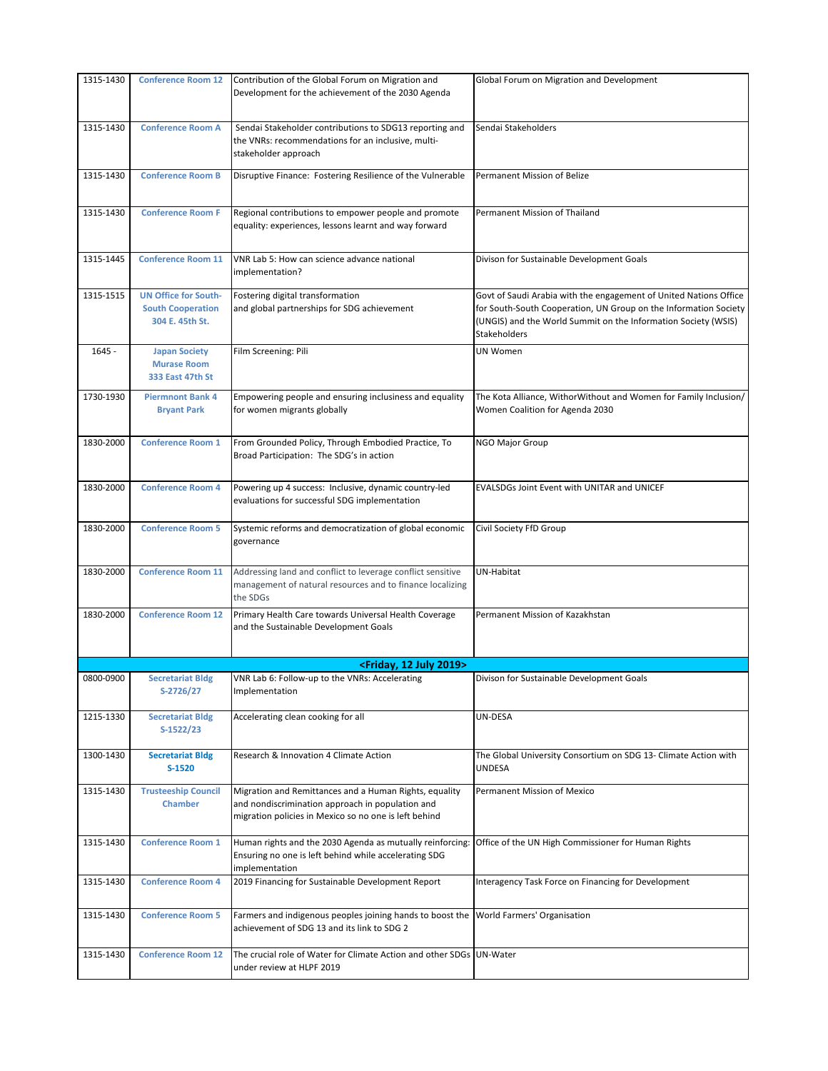| | | | |
|---|---|---|---|
| 1315-1430 | Conference Room 12 | Contribution of the Global Forum on Migration and Development for the achievement of the 2030 Agenda | Global Forum on Migration and Development |
| 1315-1430 | Conference Room A | Sendai Stakeholder contributions to SDG13 reporting and the VNRs: recommendations for an inclusive, multi-stakeholder approach | Sendai Stakeholders |
| 1315-1430 | Conference Room B | Disruptive Finance: Fostering Resilience of the Vulnerable | Permanent Mission of Belize |
| 1315-1430 | Conference Room F | Regional contributions to empower people and promote equality: experiences, lessons learnt and way forward | Permanent Mission of Thailand |
| 1315-1445 | Conference Room 11 | VNR Lab 5: How can science advance national implementation? | Divison for Sustainable Development Goals |
| 1315-1515 | UN Office for South-South Cooperation 304 E. 45th St. | Fostering digital transformation and global partnerships for SDG achievement | Govt of Saudi Arabia with the engagement of United Nations Office for South-South Cooperation, UN Group on the Information Society (UNGIS) and the World Summit on the Information Society (WSIS) Stakeholders |
| 1645 - | Japan Society Murase Room 333 East 47th St | Film Screening: Pili | UN Women |
| 1730-1930 | Piermnont Bank 4 Bryant Park | Empowering people and ensuring inclusiness and equality for women migrants globally | The Kota Alliance, WithorWithout and Women for Family Inclusion/ Women Coalition for Agenda 2030 |
| 1830-2000 | Conference Room 1 | From Grounded Policy, Through Embodied Practice, To Broad Participation: The SDG's in action | NGO Major Group |
| 1830-2000 | Conference Room 4 | Powering up 4 success: Inclusive, dynamic country-led evaluations for successful SDG implementation | EVALSDGs Joint Event with UNITAR and UNICEF |
| 1830-2000 | Conference Room 5 | Systemic reforms and democratization of global economic governance | Civil Society FfD Group |
| 1830-2000 | Conference Room 11 | Addressing land and conflict to leverage conflict sensitive management of natural resources and to finance localizing the SDGs | UN-Habitat |
| 1830-2000 | Conference Room 12 | Primary Health Care towards Universal Health Coverage and the Sustainable Development Goals | Permanent Mission of Kazakhstan |
| | | **<Friday, 12 July 2019>** | |
| 0800-0900 | Secretariat Bldg S-2726/27 | VNR Lab 6: Follow-up to the VNRs: Accelerating Implementation | Divison for Sustainable Development Goals |
| 1215-1330 | Secretariat Bldg S-1522/23 | Accelerating clean cooking for all | UN-DESA |
| 1300-1430 | Secretariat Bldg S-1520 | Research & Innovation 4 Climate Action | The Global University Consortium on SDG 13- Climate Action with UNDESA |
| 1315-1430 | Trusteeship Council Chamber | Migration and Remittances and a Human Rights, equality and nondiscrimination approach in population and migration policies in Mexico so no one is left behind | Permanent Mission of Mexico |
| 1315-1430 | Conference Room 1 | Human rights and the 2030 Agenda as mutually reinforcing: Ensuring no one is left behind while accelerating SDG implementation | Office of the UN High Commissioner for Human Rights |
| 1315-1430 | Conference Room 4 | 2019 Financing for Sustainable Development Report | Interagency Task Force on Financing for Development |
| 1315-1430 | Conference Room 5 | Farmers and indigenous peoples joining hands to boost the achievement of SDG 13 and its link to SDG 2 | World Farmers' Organisation |
| 1315-1430 | Conference Room 12 | The crucial role of Water for Climate Action and other SDGs under review at HLPF 2019 | UN-Water |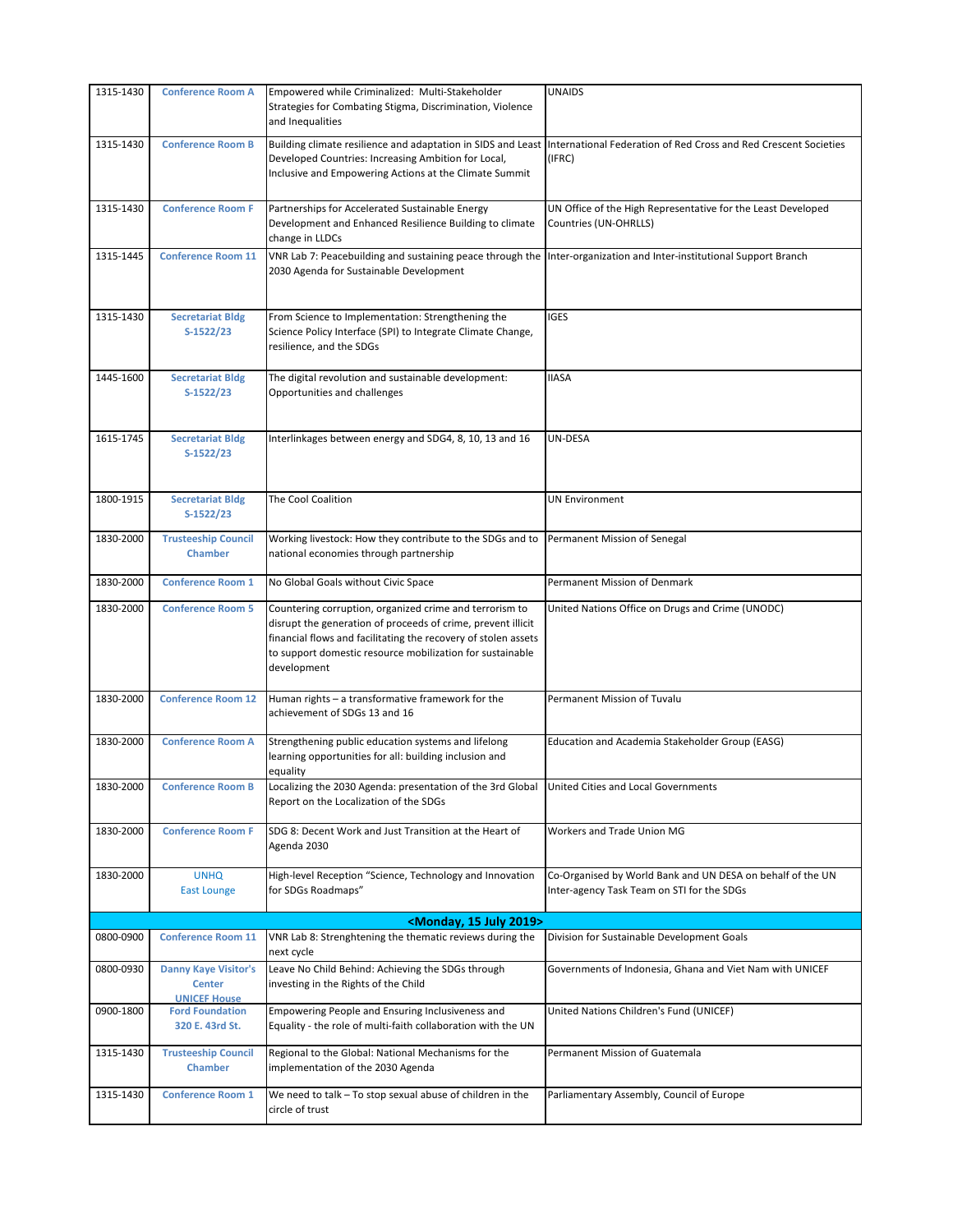| | | | |
|---|---|---|---|
| 1315-1430 | Conference Room A | Empowered while Criminalized: Multi-Stakeholder Strategies for Combating Stigma, Discrimination, Violence and Inequalities | UNAIDS |
| 1315-1430 | Conference Room B | Building climate resilience and adaptation in SIDS and Least Developed Countries: Increasing Ambition for Local, Inclusive and Empowering Actions at the Climate Summit | International Federation of Red Cross and Red Crescent Societies (IFRC) |
| 1315-1430 | Conference Room F | Partnerships for Accelerated Sustainable Energy Development and Enhanced Resilience Building to climate change in LLDCs | UN Office of the High Representative for the Least Developed Countries (UN-OHRLLS) |
| 1315-1445 | Conference Room 11 | VNR Lab 7: Peacebuilding and sustaining peace through the 2030 Agenda for Sustainable Development | Inter-organization and Inter-institutional Support Branch |
| 1315-1430 | Secretariat Bldg S-1522/23 | From Science to Implementation: Strengthening the Science Policy Interface (SPI) to Integrate Climate Change, resilience, and the SDGs | IGES |
| 1445-1600 | Secretariat Bldg S-1522/23 | The digital revolution and sustainable development: Opportunities and challenges | IIASA |
| 1615-1745 | Secretariat Bldg S-1522/23 | Interlinkages between energy and SDG4, 8, 10, 13 and 16 | UN-DESA |
| 1800-1915 | Secretariat Bldg S-1522/23 | The Cool Coalition | UN Environment |
| 1830-2000 | Trusteeship Council Chamber | Working livestock: How they contribute to the SDGs and to national economies through partnership | Permanent Mission of Senegal |
| 1830-2000 | Conference Room 1 | No Global Goals without Civic Space | Permanent Mission of Denmark |
| 1830-2000 | Conference Room 5 | Countering corruption, organized crime and terrorism to disrupt the generation of proceeds of crime, prevent illicit financial flows and facilitating the recovery of stolen assets to support domestic resource mobilization for sustainable development | United Nations Office on Drugs and Crime (UNODC) |
| 1830-2000 | Conference Room 12 | Human rights – a transformative framework for the achievement of SDGs 13 and 16 | Permanent Mission of Tuvalu |
| 1830-2000 | Conference Room A | Strengthening public education systems and lifelong learning opportunities for all: building inclusion and equality | Education and Academia Stakeholder Group (EASG) |
| 1830-2000 | Conference Room B | Localizing the 2030 Agenda: presentation of the 3rd Global Report on the Localization of the SDGs | United Cities and Local Governments |
| 1830-2000 | Conference Room F | SDG 8: Decent Work and Just Transition at the Heart of Agenda 2030 | Workers and Trade Union MG |
| 1830-2000 | UNHQ East Lounge | High-level Reception "Science, Technology and Innovation for SDGs Roadmaps" | Co-Organised by World Bank and UN DESA on behalf of the UN Inter-agency Task Team on STI for the SDGs |
| **<Monday, 15 July 2019>** | | | |
| 0800-0900 | Conference Room 11 | VNR Lab 8: Strenghtening the thematic reviews during the next cycle | Division for Sustainable Development Goals |
| 0800-0930 | Danny Kaye Visitor's Center UNICEF House | Leave No Child Behind: Achieving the SDGs through investing in the Rights of the Child | Governments of Indonesia, Ghana and Viet Nam with UNICEF |
| 0900-1800 | Ford Foundation 320 E. 43rd St. | Empowering People and Ensuring Inclusiveness and Equality - the role of multi-faith collaboration with the UN | United Nations Children's Fund (UNICEF) |
| 1315-1430 | Trusteeship Council Chamber | Regional to the Global: National Mechanisms for the implementation of the 2030 Agenda | Permanent Mission of Guatemala |
| 1315-1430 | Conference Room 1 | We need to talk – To stop sexual abuse of children in the circle of trust | Parliamentary Assembly, Council of Europe |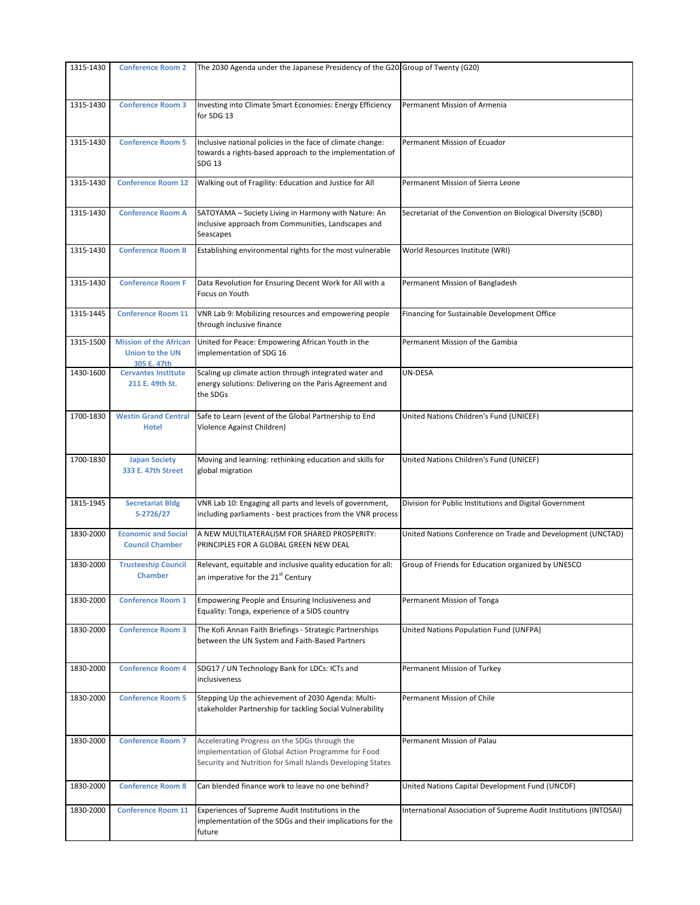| | | | |
|---|---|---|---|
| 1315-1430 | Conference Room 2 | The 2030 Agenda under the Japanese Presidency of the G20 | Group of Twenty (G20) |
| 1315-1430 | Conference Room 3 | Investing into Climate Smart Economies: Energy Efficiency for SDG 13 | Permanent Mission of Armenia |
| 1315-1430 | Conference Room 5 | Inclusive national policies in the face of climate change: towards a rights-based approach to the implementation of SDG 13 | Permanent Mission of Ecuador |
| 1315-1430 | Conference Room 12 | Walking out of Fragility: Education and Justice for All | Permanent Mission of Sierra Leone |
| 1315-1430 | Conference Room A | SATOYAMA – Society Living in Harmony with Nature: An inclusive approach from Communities, Landscapes and Seascapes | Secretariat of the Convention on Biological Diversity (SCBD) |
| 1315-1430 | Conference Room B | Establishing environmental rights for the most vulnerable | World Resources Institute (WRI) |
| 1315-1430 | Conference Room F | Data Revolution for Ensuring Decent Work for All with a Focus on Youth | Permanent Mission of Bangladesh |
| 1315-1445 | Conference Room 11 | VNR Lab 9: Mobilizing resources and empowering people through inclusive finance | Financing for Sustainable Development Office |
| 1315-1500 | Mission of the African Union to the UN 305 E. 47th | United for Peace: Empowering African Youth in the implementation of SDG 16 | Permanent Mission of the Gambia |
| 1430-1600 | Cervantes Institute 211 E. 49th St. | Scaling up climate action through integrated water and energy solutions: Delivering on the Paris Agreement and the SDGs | UN-DESA |
| 1700-1830 | Westin Grand Central Hotel | Safe to Learn (event of the Global Partnership to End Violence Against Children) | United Nations Children's Fund (UNICEF) |
| 1700-1830 | Japan Society 333 E. 47th Street | Moving and learning: rethinking education and skills for global migration | United Nations Children's Fund (UNICEF) |
| 1815-1945 | Secretariat Bldg S-2726/27 | VNR Lab 10: Engaging all parts and levels of government, including parliaments - best practices from the VNR process | Division for Public Institutions and Digital Government |
| 1830-2000 | Economic and Social Council Chamber | A NEW MULTILATERALISM FOR SHARED PROSPERITY: PRINCIPLES FOR A GLOBAL GREEN NEW DEAL | United Nations Conference on Trade and Development (UNCTAD) |
| 1830-2000 | Trusteeship Council Chamber | Relevant, equitable and inclusive quality education for all: an imperative for the 21st Century | Group of Friends for Education organized by UNESCO |
| 1830-2000 | Conference Room 1 | Empowering People and Ensuring Inclusiveness and Equality: Tonga, experience of a SIDS country | Permanent Mission of Tonga |
| 1830-2000 | Conference Room 3 | The Kofi Annan Faith Briefings - Strategic Partnerships between the UN System and Faith-Based Partners | United Nations Population Fund (UNFPA) |
| 1830-2000 | Conference Room 4 | SDG17 / UN Technology Bank for LDCs: ICTs and inclusiveness | Permanent Mission of Turkey |
| 1830-2000 | Conference Room 5 | Stepping Up the achievement of 2030 Agenda: Multi-stakeholder Partnership for tackling Social Vulnerability | Permanent Mission of Chile |
| 1830-2000 | Conference Room 7 | Accelerating Progress on the SDGs through the implementation of Global Action Programme for Food Security and Nutrition for Small Islands Developing States | Permanent Mission of Palau |
| 1830-2000 | Conference Room 8 | Can blended finance work to leave no one behind? | United Nations Capital Development Fund (UNCDF) |
| 1830-2000 | Conference Room 11 | Experiences of Supreme Audit Institutions in the implementation of the SDGs and their implications for the future | International Association of Supreme Audit Institutions (INTOSAI) |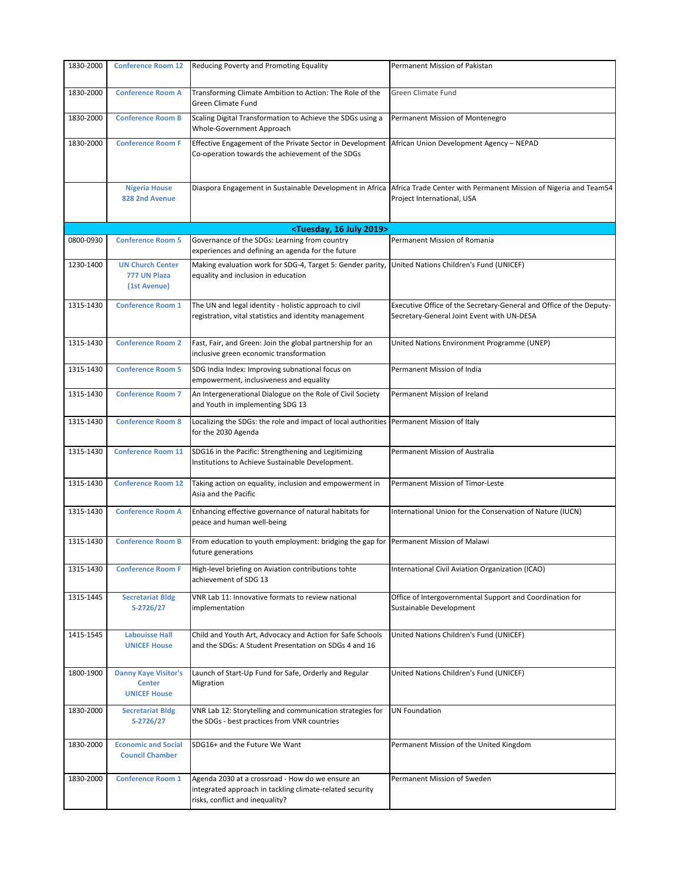| | | | |
|---|---|---|---|
| 1830-2000 | Conference Room 12 | Reducing Poverty and Promoting Equality | Permanent Mission of Pakistan |
| 1830-2000 | Conference Room A | Transforming Climate Ambition to Action: The Role of the Green Climate Fund | Green Climate Fund |
| 1830-2000 | Conference Room B | Scaling Digital Transformation to Achieve the SDGs using a Whole-Government Approach | Permanent Mission of Montenegro |
| 1830-2000 | Conference Room F | Effective Engagement of the Private Sector in Development Co-operation towards the achievement of the SDGs | African Union Development Agency – NEPAD |
| | Nigeria House 828 2nd Avenue | Diaspora Engagement in Sustainable Development in Africa | Africa Trade Center with Permanent Mission of Nigeria and Team54 Project International, USA |
| **<Tuesday, 16 July 2019>** | | | |
| 0800-0930 | Conference Room 5 | Governance of the SDGs: Learning from country experiences and defining an agenda for the future | Permanent Mission of Romania |
| 1230-1400 | UN Church Center 777 UN Plaza (1st Avenue) | Making evaluation work for SDG-4, Target 5: Gender parity, equality and inclusion in education | United Nations Children's Fund (UNICEF) |
| 1315-1430 | Conference Room 1 | The UN and legal identity - holistic approach to civil registration, vital statistics and identity management | Executive Office of the Secretary-General and Office of the Deputy-Secretary-General Joint Event with UN-DESA |
| 1315-1430 | Conference Room 2 | Fast, Fair, and Green: Join the global partnership for an inclusive green economic transformation | United Nations Environment Programme (UNEP) |
| 1315-1430 | Conference Room 5 | SDG India Index: Improving subnational focus on empowerment, inclusiveness and equality | Permanent Mission of India |
| 1315-1430 | Conference Room 7 | An Intergenerational Dialogue on the Role of Civil Society and Youth in implementing SDG 13 | Permanent Mission of Ireland |
| 1315-1430 | Conference Room 8 | Localizing the SDGs: the role and impact of local authorities for the 2030 Agenda | Permanent Mission of Italy |
| 1315-1430 | Conference Room 11 | SDG16 in the Pacific: Strengthening and Legitimizing Institutions to Achieve Sustainable Development. | Permanent Mission of Australia |
| 1315-1430 | Conference Room 12 | Taking action on equality, inclusion and empowerment in Asia and the Pacific | Permanent Mission of Timor-Leste |
| 1315-1430 | Conference Room A | Enhancing effective governance of natural habitats for peace and human well-being | International Union for the Conservation of Nature (IUCN) |
| 1315-1430 | Conference Room B | From education to youth employment: bridging the gap for future generations | Permanent Mission of Malawi |
| 1315-1430 | Conference Room F | High-level briefing on Aviation contributions tohte achievement of SDG 13 | International Civil Aviation Organization (ICAO) |
| 1315-1445 | Secretariat Bldg S-2726/27 | VNR Lab 11: Innovative formats to review national implementation | Office of Intergovernmental Support and Coordination for Sustainable Development |
| 1415-1545 | Labouisse Hall UNICEF House | Child and Youth Art, Advocacy and Action for Safe Schools and the SDGs: A Student Presentation on SDGs 4 and 16 | United Nations Children's Fund (UNICEF) |
| 1800-1900 | Danny Kaye Visitor's Center UNICEF House | Launch of Start-Up Fund for Safe, Orderly and Regular Migration | United Nations Children's Fund (UNICEF) |
| 1830-2000 | Secretariat Bldg S-2726/27 | VNR Lab 12: Storytelling and communication strategies for the SDGs - best practices from VNR countries | UN Foundation |
| 1830-2000 | Economic and Social Council Chamber | SDG16+ and the Future We Want | Permanent Mission of the United Kingdom |
| 1830-2000 | Conference Room 1 | Agenda 2030 at a crossroad - How do we ensure an integrated approach in tackling climate-related security risks, conflict and inequality? | Permanent Mission of Sweden |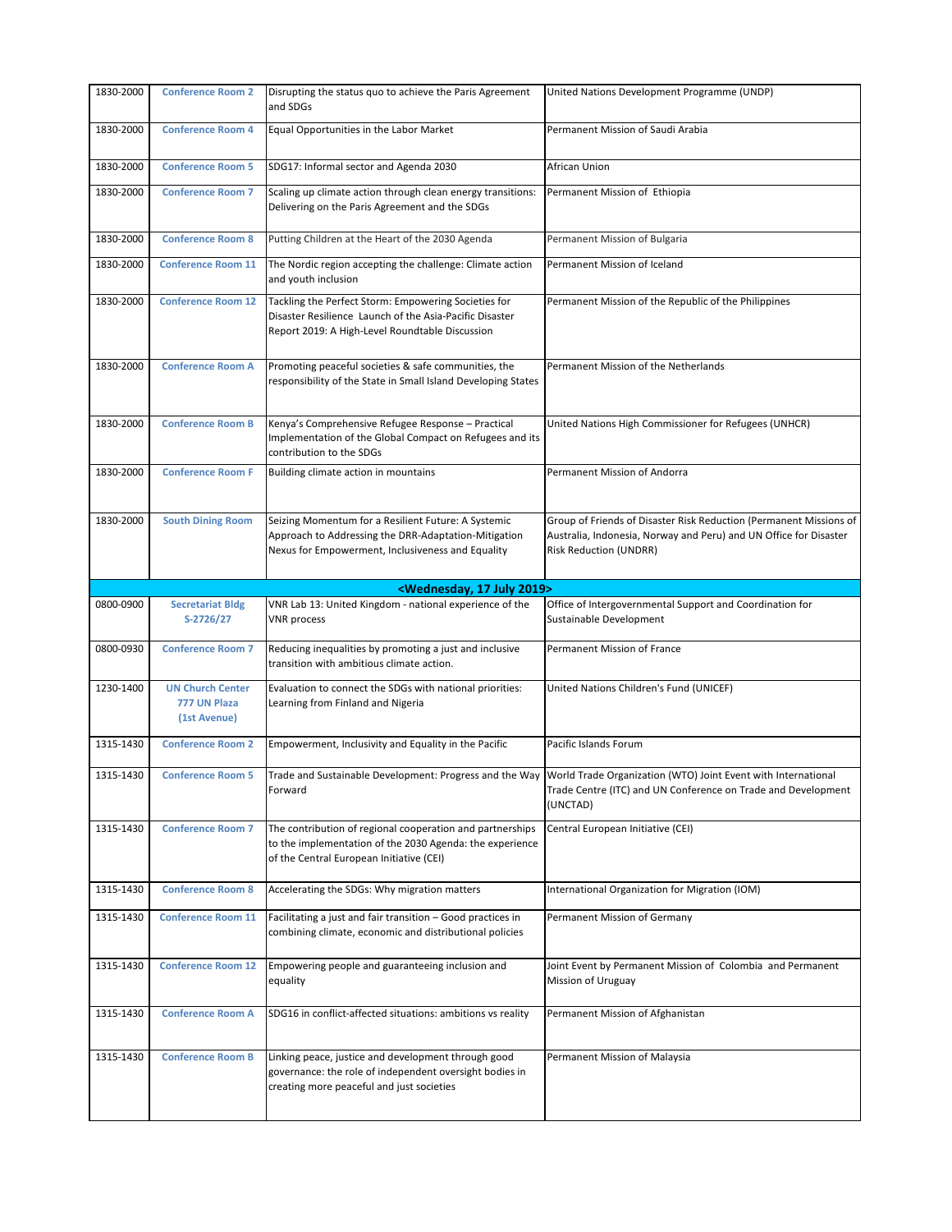| | | | |
|---|---|---|---|
| 1830-2000 | Conference Room 2 | Disrupting the status quo to achieve the Paris Agreement and SDGs | United Nations Development Programme (UNDP) |
| 1830-2000 | Conference Room 4 | Equal Opportunities in the Labor Market | Permanent Mission of Saudi Arabia |
| 1830-2000 | Conference Room 5 | SDG17: Informal sector and Agenda 2030 | African Union |
| 1830-2000 | Conference Room 7 | Scaling up climate action through clean energy transitions: Delivering on the Paris Agreement and the SDGs | Permanent Mission of Ethiopia |
| 1830-2000 | Conference Room 8 | Putting Children at the Heart of the 2030 Agenda | Permanent Mission of Bulgaria |
| 1830-2000 | Conference Room 11 | The Nordic region accepting the challenge: Climate action and youth inclusion | Permanent Mission of Iceland |
| 1830-2000 | Conference Room 12 | Tackling the Perfect Storm: Empowering Societies for Disaster Resilience Launch of the Asia-Pacific Disaster Report 2019: A High-Level Roundtable Discussion | Permanent Mission of the Republic of the Philippines |
| 1830-2000 | Conference Room A | Promoting peaceful societies & safe communities, the responsibility of the State in Small Island Developing States | Permanent Mission of the Netherlands |
| 1830-2000 | Conference Room B | Kenya's Comprehensive Refugee Response – Practical Implementation of the Global Compact on Refugees and its contribution to the SDGs | United Nations High Commissioner for Refugees (UNHCR) |
| 1830-2000 | Conference Room F | Building climate action in mountains | Permanent Mission of Andorra |
| 1830-2000 | South Dining Room | Seizing Momentum for a Resilient Future: A Systemic Approach to Addressing the DRR-Adaptation-Mitigation Nexus for Empowerment, Inclusiveness and Equality | Group of Friends of Disaster Risk Reduction (Permanent Missions of Australia, Indonesia, Norway and Peru) and UN Office for Disaster Risk Reduction (UNDRR) |
| **<Wednesday, 17 July 2019>** | | | |
| 0800-0900 | Secretariat Bldg S-2726/27 | VNR Lab 13: United Kingdom - national experience of the VNR process | Office of Intergovernmental Support and Coordination for Sustainable Development |
| 0800-0930 | Conference Room 7 | Reducing inequalities by promoting a just and inclusive transition with ambitious climate action. | Permanent Mission of France |
| 1230-1400 | UN Church Center 777 UN Plaza (1st Avenue) | Evaluation to connect the SDGs with national priorities: Learning from Finland and Nigeria | United Nations Children's Fund (UNICEF) |
| 1315-1430 | Conference Room 2 | Empowerment, Inclusivity and Equality in the Pacific | Pacific Islands Forum |
| 1315-1430 | Conference Room 5 | Trade and Sustainable Development: Progress and the Way Forward | World Trade Organization (WTO) Joint Event with International Trade Centre (ITC) and UN Conference on Trade and Development (UNCTAD) |
| 1315-1430 | Conference Room 7 | The contribution of regional cooperation and partnerships to the implementation of the 2030 Agenda: the experience of the Central European Initiative (CEI) | Central European Initiative (CEI) |
| 1315-1430 | Conference Room 8 | Accelerating the SDGs: Why migration matters | International Organization for Migration (IOM) |
| 1315-1430 | Conference Room 11 | Facilitating a just and fair transition – Good practices in combining climate, economic and distributional policies | Permanent Mission of Germany |
| 1315-1430 | Conference Room 12 | Empowering people and guaranteeing inclusion and equality | Joint Event by Permanent Mission of Colombia and Permanent Mission of Uruguay |
| 1315-1430 | Conference Room A | SDG16 in conflict-affected situations: ambitions vs reality | Permanent Mission of Afghanistan |
| 1315-1430 | Conference Room B | Linking peace, justice and development through good governance: the role of independent oversight bodies in creating more peaceful and just societies | Permanent Mission of Malaysia |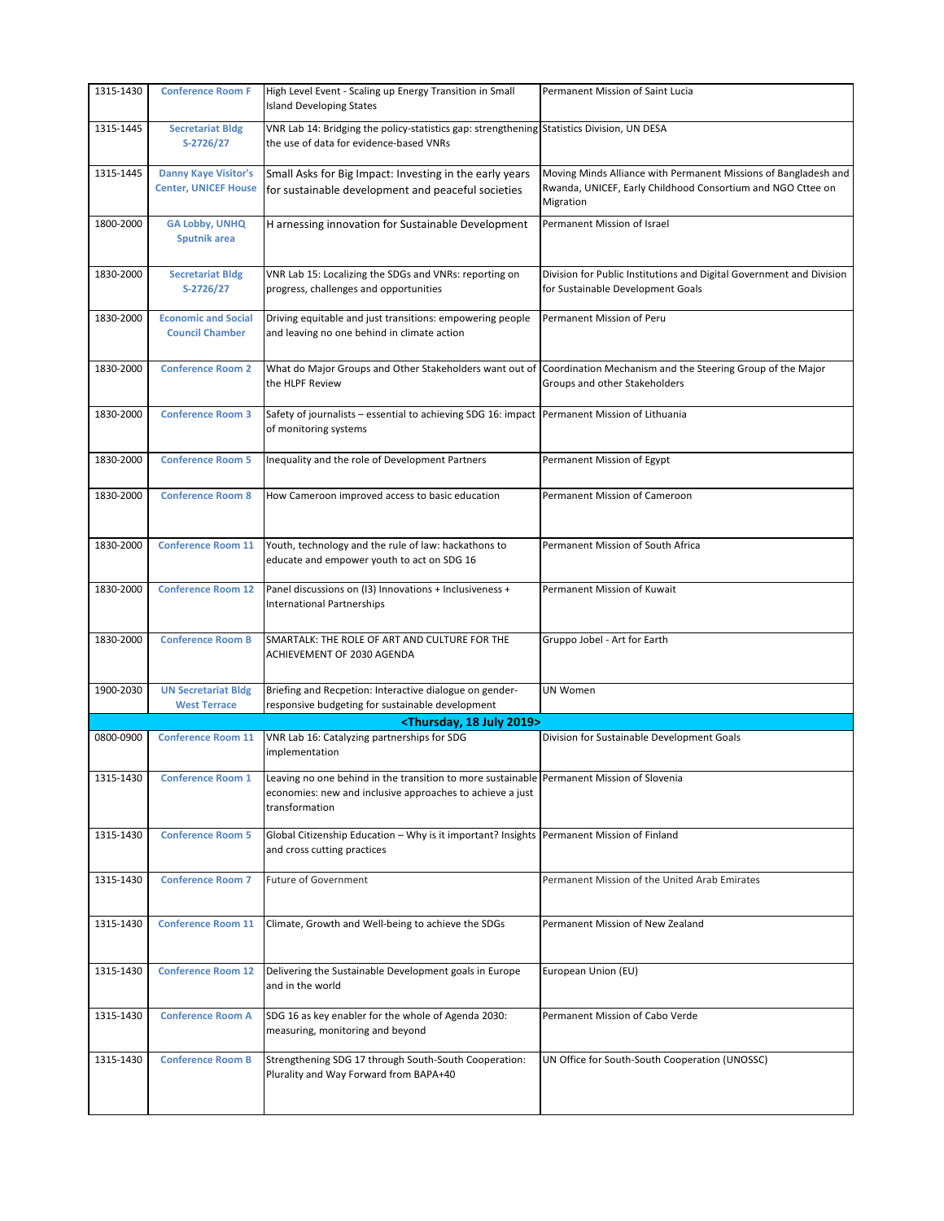| | | | |
|---|---|---|---|
| 1315-1430 | **Conference Room F** | High Level Event - Scaling up Energy Transition in Small Island Developing States | Permanent Mission of Saint Lucia |
| 1315-1445 | **Secretariat Bldg S-2726/27** | VNR Lab 14: Bridging the policy-statistics gap: strengthening the use of data for evidence-based VNRs | Statistics Division, UN DESA |
| 1315-1445 | **Danny Kaye Visitor's Center, UNICEF House** | Small Asks for Big Impact: Investing in the early years for sustainable development and peaceful societies | Moving Minds Alliance with Permanent Missions of Bangladesh and Rwanda, UNICEF, Early Childhood Consortium and NGO Cttee on Migration |
| 1800-2000 | **GA Lobby, UNHQ Sputnik area** | H arnessing innovation for Sustainable Development | Permanent Mission of Israel |
| 1830-2000 | **Secretariat Bldg S-2726/27** | VNR Lab 15: Localizing the SDGs and VNRs: reporting on progress, challenges and opportunities | Division for Public Institutions and Digital Government and Division for Sustainable Development Goals |
| 1830-2000 | **Economic and Social Council Chamber** | Driving equitable and just transitions: empowering people and leaving no one behind in climate action | Permanent Mission of Peru |
| 1830-2000 | **Conference Room 2** | What do Major Groups and Other Stakeholders want out of the HLPF Review | Coordination Mechanism and the Steering Group of the Major Groups and other Stakeholders |
| 1830-2000 | **Conference Room 3** | Safety of journalists – essential to achieving SDG 16: impact of monitoring systems | Permanent Mission of Lithuania |
| 1830-2000 | **Conference Room 5** | Inequality and the role of Development Partners | Permanent Mission of Egypt |
| 1830-2000 | **Conference Room 8** | How Cameroon improved access to basic education | Permanent Mission of Cameroon |
| 1830-2000 | **Conference Room 11** | Youth, technology and the rule of law: hackathons to educate and empower youth to act on SDG 16 | Permanent Mission of South Africa |
| 1830-2000 | **Conference Room 12** | Panel discussions on (I3) Innovations + Inclusiveness + International Partnerships | Permanent Mission of Kuwait |
| 1830-2000 | **Conference Room B** | SMARTALK: THE ROLE OF ART AND CULTURE FOR THE ACHIEVEMENT OF 2030 AGENDA | Gruppo Jobel - Art for Earth |
| 1900-2030 | **UN Secretariat Bldg West Terrace** | Briefing and Recpetion: Interactive dialogue on gender-responsive budgeting for sustainable development | UN Women |
| | | **<Thursday, 18 July 2019>** | |
| 0800-0900 | **Conference Room 11** | VNR Lab 16: Catalyzing partnerships for SDG implementation | Division for Sustainable Development Goals |
| 1315-1430 | **Conference Room 1** | Leaving no one behind in the transition to more sustainable economies: new and inclusive approaches to achieve a just transformation | Permanent Mission of Slovenia |
| 1315-1430 | **Conference Room 5** | Global Citizenship Education – Why is it important? Insights and cross cutting practices | Permanent Mission of Finland |
| 1315-1430 | **Conference Room 7** | Future of Government | Permanent Mission of the United Arab Emirates |
| 1315-1430 | **Conference Room 11** | Climate, Growth and Well-being to achieve the SDGs | Permanent Mission of New Zealand |
| 1315-1430 | **Conference Room 12** | Delivering the Sustainable Development goals in Europe and in the world | European Union (EU) |
| 1315-1430 | **Conference Room A** | SDG 16 as key enabler for the whole of Agenda 2030: measuring, monitoring and beyond | Permanent Mission of Cabo Verde |
| 1315-1430 | **Conference Room B** | Strengthening SDG 17 through South-South Cooperation: Plurality and Way Forward from BAPA+40 | UN Office for South-South Cooperation (UNOSSC) |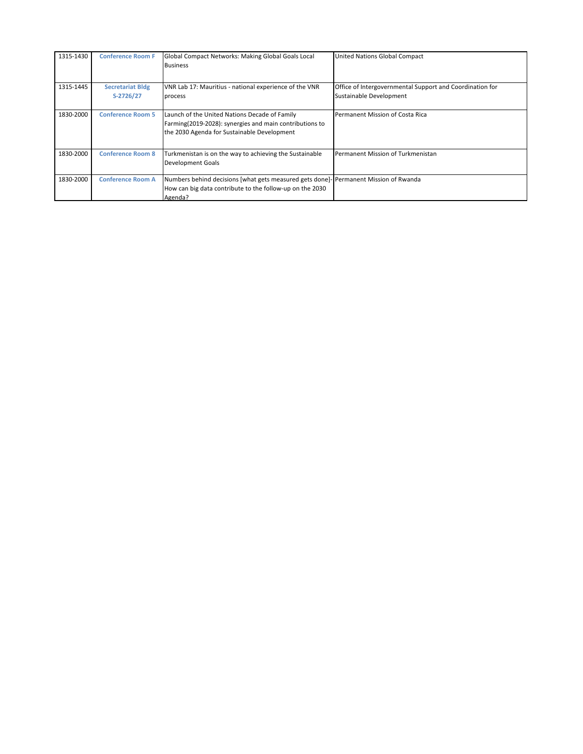| | | | |
|---|---|---|---|
| 1315-1430 | **Conference Room F** | Global Compact Networks: Making Global Goals Local Business | United Nations Global Compact |
| 1315-1445 | **Secretariat Bldg S-2726/27** | VNR Lab 17: Mauritius - national experience of the VNR process | Office of Intergovernmental Support and Coordination for Sustainable Development |
| 1830-2000 | **Conference Room 5** | Launch of the United Nations Decade of Family Farming(2019-2028): synergies and main contributions to the 2030 Agenda for Sustainable Development | Permanent Mission of Costa Rica |
| 1830-2000 | **Conference Room 8** | Turkmenistan is on the way to achieving the Sustainable Development Goals | Permanent Mission of Turkmenistan |
| 1830-2000 | **Conference Room A** | Numbers behind decisions [what gets measured gets done]- How can big data contribute to the follow-up on the 2030 Agenda? | Permanent Mission of Rwanda |